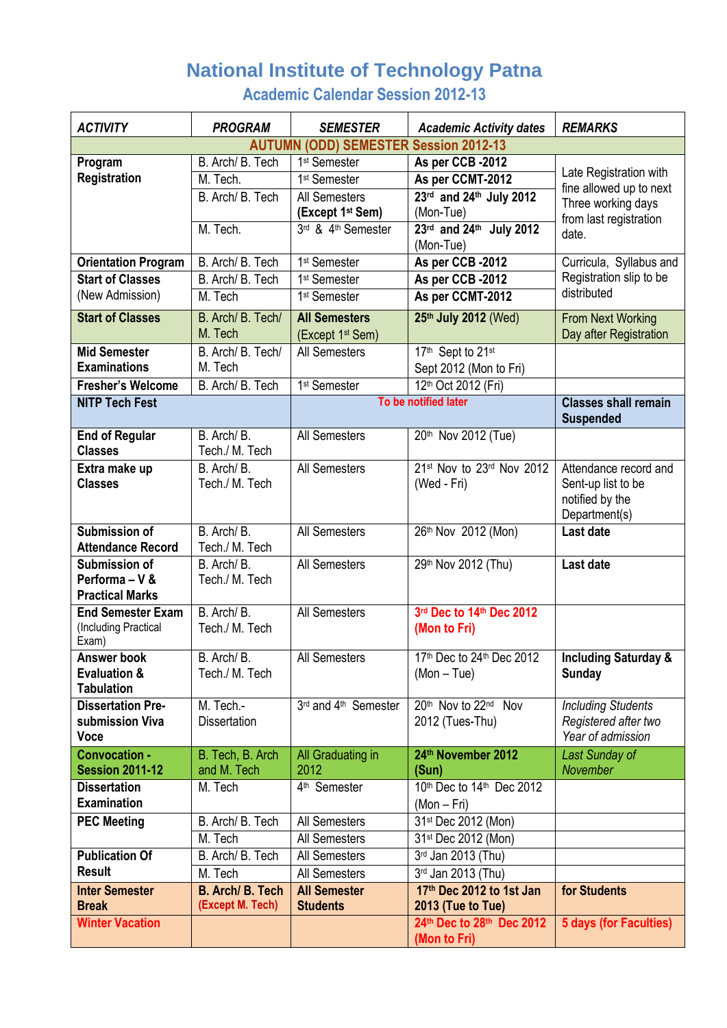# National Institute of Technology Patna

## Academic Calendar Session 2012-13

| ACTIVITY | PROGRAM | SEMESTER | Academic Activity dates | REMARKS |
|---|---|---|---|---|
| **AUTUMN (ODD) SEMESTER Session 2012-13** | | | | |
| **Program Registration** | B. Arch/ B. Tech | 1st Semester | **As per CCB -2012** | Late Registration with fine allowed up to next Three working days from last registration date. |
| | M. Tech. | 1st Semester | **As per CCMT-2012** | |
| | B. Arch/ B. Tech | All Semesters **(Except 1st Sem)** | **23rd and 24th July 2012** (Mon-Tue) | |
| | M. Tech. | 3rd & 4th Semester | **23rd and 24th July 2012** (Mon-Tue) | |
| **Orientation Program** | B. Arch/ B. Tech | 1st Semester | **As per CCB -2012** | Curricula, Syllabus and Registration slip to be distributed |
| **Start of Classes** (New Admission) | B. Arch/ B. Tech | 1st Semester | **As per CCB -2012** | |
| | M. Tech | 1st Semester | **As per CCMT-2012** | |
| **Start of Classes** | B. Arch/ B. Tech/ M. Tech | **All Semesters** (Except 1st Sem) | **25th July 2012** (Wed) | From Next Working Day after Registration |
| **Mid Semester Examinations** | B. Arch/ B. Tech/ M. Tech | All Semesters | 17th Sept to 21st Sept 2012 (Mon to Fri) | |
| **Fresher's Welcome** | B. Arch/ B. Tech | 1st Semester | 12th Oct 2012 (Fri) | |
| **NITP Tech Fest** | | To be notified later | | **Classes shall remain Suspended** |
| **End of Regular Classes** | B. Arch/ B. Tech./ M. Tech | All Semesters | 20th Nov 2012 (Tue) | |
| **Extra make up Classes** | B. Arch/ B. Tech./ M. Tech | All Semesters | 21st Nov to 23rd Nov 2012 (Wed - Fri) | Attendance record and Sent-up list to be notified by the Department(s) |
| **Submission of Attendance Record** | B. Arch/ B. Tech./ M. Tech | All Semesters | 26th Nov 2012 (Mon) | **Last date** |
| **Submission of Performa – V & Practical Marks** | B. Arch/ B. Tech./ M. Tech | All Semesters | 29th Nov 2012 (Thu) | **Last date** |
| **End Semester Exam** (Including Practical Exam) | B. Arch/ B. Tech./ M. Tech | All Semesters | **3rd Dec to 14th Dec 2012 (Mon to Fri)** | |
| **Answer book Evaluation & Tabulation** | B. Arch/ B. Tech./ M. Tech | All Semesters | 17th Dec to 24th Dec 2012 (Mon – Tue) | **Including Saturday & Sunday** |
| **Dissertation Pre-submission Viva Voce** | M. Tech.- Dissertation | 3rd and 4th Semester | 20th Nov to 22nd Nov 2012 (Tues-Thu) | *Including Students Registered after two Year of admission* |
| **Convocation - Session 2011-12** | B. Tech, B. Arch and M. Tech | All Graduating in 2012 | **24th November 2012 (Sun)** | *Last Sunday of November* |
| **Dissertation Examination** | M. Tech | 4th Semester | 10th Dec to 14th Dec 2012 (Mon – Fri) | |
| **PEC Meeting** | B. Arch/ B. Tech | All Semesters | 31st Dec 2012 (Mon) | |
| | M. Tech | All Semesters | 31st Dec 2012 (Mon) | |
| **Publication Of Result** | B. Arch/ B. Tech | All Semesters | 3rd Jan 2013 (Thu) | |
| | M. Tech | All Semesters | 3rd Jan 2013 (Thu) | |
| **Inter Semester Break** | **B. Arch/ B. Tech** (Except M. Tech) | **All Semester Students** | **17th Dec 2012 to 1st Jan 2013 (Tue to Tue)** | **for Students** |
| **Winter Vacation** | | | **24th Dec to 28th Dec 2012 (Mon to Fri)** | **5 days (for Faculties)** |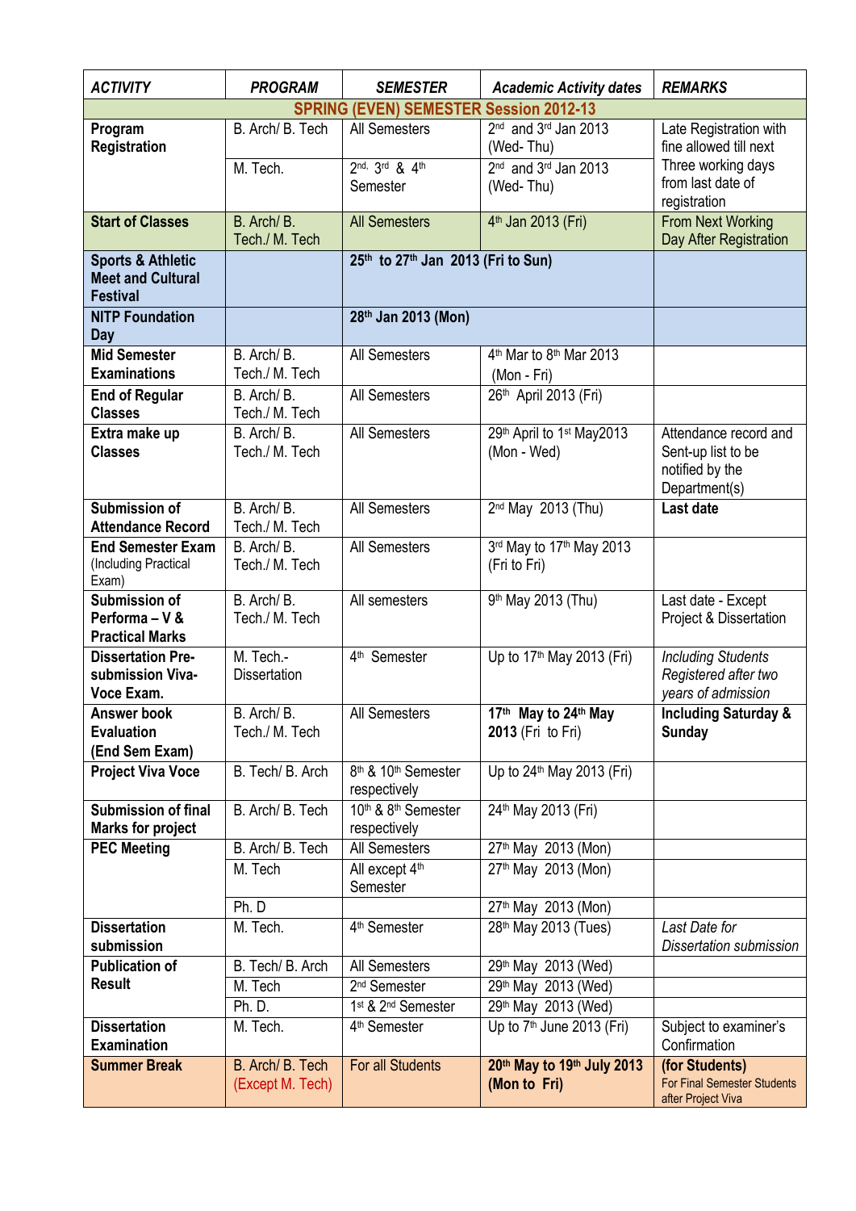| *ACTIVITY* | *PROGRAM* | *SEMESTER* | *Academic Activity dates* | *REMARKS* |
|---|---|---|---|---|
| **SPRING (EVEN) SEMESTER Session 2012-13** | | | | |
| **Program Registration** | B. Arch/ B. Tech | All Semesters | 2nd and 3rd Jan 2013 (Wed- Thu) | Late Registration with fine allowed till next Three working days from last date of registration |
| | M. Tech. | 2nd, 3rd & 4th Semester | 2nd and 3rd Jan 2013 (Wed- Thu) | |
| **Start of Classes** | B. Arch/ B. Tech./ M. Tech | All Semesters | 4th Jan 2013 (Fri) | From Next Working Day After Registration |
| **Sports & Athletic Meet and Cultural Festival** | | **25th to 27th Jan 2013 (Fri to Sun)** | | |
| **NITP Foundation Day** | | **28th Jan 2013 (Mon)** | | |
| **Mid Semester Examinations** | B. Arch/ B. Tech./ M. Tech | All Semesters | 4th Mar to 8th Mar 2013 (Mon - Fri) | |
| **End of Regular Classes** | B. Arch/ B. Tech./ M. Tech | All Semesters | 26th April 2013 (Fri) | |
| **Extra make up Classes** | B. Arch/ B. Tech./ M. Tech | All Semesters | 29th April to 1st May2013 (Mon - Wed) | Attendance record and Sent-up list to be notified by the Department(s) |
| **Submission of Attendance Record** | B. Arch/ B. Tech./ M. Tech | All Semesters | 2nd May 2013 (Thu) | **Last date** |
| **End Semester Exam** (Including Practical Exam) | B. Arch/ B. Tech./ M. Tech | All Semesters | 3rd May to 17th May 2013 (Fri to Fri) | |
| **Submission of Performa – V & Practical Marks** | B. Arch/ B. Tech./ M. Tech | All semesters | 9th May 2013 (Thu) | Last date - Except Project & Dissertation |
| **Dissertation Pre-submission Viva-Voce Exam.** | M. Tech.- Dissertation | 4th Semester | Up to 17th May 2013 (Fri) | *Including Students Registered after two years of admission* |
| **Answer book Evaluation (End Sem Exam)** | B. Arch/ B. Tech./ M. Tech | All Semesters | **17th May to 24th May 2013** (Fri to Fri) | **Including Saturday & Sunday** |
| **Project Viva Voce** | B. Tech/ B. Arch | 8th & 10th Semester respectively | Up to 24th May 2013 (Fri) | |
| **Submission of final Marks for project** | B. Arch/ B. Tech | 10th & 8th Semester respectively | 24th May 2013 (Fri) | |
| **PEC Meeting** | B. Arch/ B. Tech | All Semesters | 27th May 2013 (Mon) | |
| | M. Tech | All except 4th Semester | 27th May 2013 (Mon) | |
| | Ph. D | | 27th May 2013 (Mon) | |
| **Dissertation submission** | M. Tech. | 4th Semester | 28th May 2013 (Tues) | *Last Date for Dissertation submission* |
| **Publication of Result** | B. Tech/ B. Arch | All Semesters | 29th May 2013 (Wed) | |
| | M. Tech | 2nd Semester | 29th May 2013 (Wed) | |
| | Ph. D. | 1st & 2nd Semester | 29th May 2013 (Wed) | |
| **Dissertation Examination** | M. Tech. | 4th Semester | Up to 7th June 2013 (Fri) | Subject to examiner's Confirmation |
| **Summer Break** | B. Arch/ B. Tech (Except M. Tech) | For all Students | **20th May to 19th July 2013 (Mon to Fri)** | **(for Students)** For Final Semester Students after Project Viva |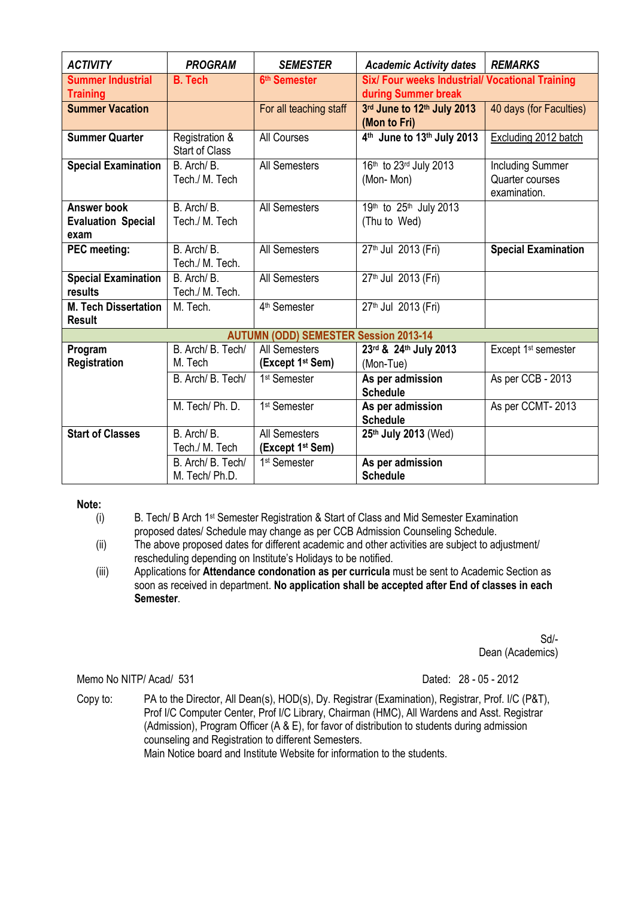| ***ACTIVITY*** | ***PROGRAM*** | ***SEMESTER*** | ***Academic Activity dates*** | ***REMARKS*** |
|---|---|---|---|---|
| **Summer Industrial Training** | **B. Tech** | **6th Semester** | **Six/ Four weeks Industrial/ Vocational Training during Summer break** | |
| **Summer Vacation** | | For all teaching staff | **3rd June to 12th July 2013 (Mon to Fri)** | 40 days (for Faculties) |
| **Summer Quarter** | Registration & Start of Class | All Courses | **4th June to 13th July 2013** | Excluding 2012 batch |
| **Special Examination** | B. Arch/ B. Tech./ M. Tech | All Semesters | 16th to 23rd July 2013 (Mon- Mon) | Including Summer Quarter courses examination. |
| **Answer book Evaluation Special exam** | B. Arch/ B. Tech./ M. Tech | All Semesters | 19th to 25th July 2013 (Thu to Wed) | |
| **PEC meeting:** | B. Arch/ B. Tech./ M. Tech. | All Semesters | 27th Jul 2013 (Fri) | **Special Examination** |
| **Special Examination results** | B. Arch/ B. Tech./ M. Tech. | All Semesters | 27th Jul 2013 (Fri) | |
| **M. Tech Dissertation Result** | M. Tech. | 4th Semester | 27th Jul 2013 (Fri) | |
| | | **AUTUMN (ODD) SEMESTER Session 2013-14** | | |
| **Program Registration** | B. Arch/ B. Tech/ M. Tech | All Semesters **(Except 1st Sem)** | **23rd & 24th July 2013** (Mon-Tue) | Except 1st semester |
| | B. Arch/ B. Tech/ | 1st Semester | **As per admission Schedule** | As per CCB - 2013 |
| | M. Tech/ Ph. D. | 1st Semester | **As per admission Schedule** | As per CCMT- 2013 |
| **Start of Classes** | B. Arch/ B. Tech./ M. Tech | All Semesters **(Except 1st Sem)** | **25th July 2013** (Wed) | |
| | B. Arch/ B. Tech/ M. Tech/ Ph.D. | 1st Semester | **As per admission Schedule** | |

**Note:**

(i) B. Tech/ B Arch 1st Semester Registration & Start of Class and Mid Semester Examination proposed dates/ Schedule may change as per CCB Admission Counseling Schedule.

(ii) The above proposed dates for different academic and other activities are subject to adjustment/ rescheduling depending on Institute's Holidays to be notified.

(iii) Applications for **Attendance condonation as per curricula** must be sent to Academic Section as soon as received in department. **No application shall be accepted after End of classes in each Semester**.

Sd/-
Dean (Academics)

Memo No NITP/ Acad/ 531 Dated: 28 - 05 - 2012

Copy to: PA to the Director, All Dean(s), HOD(s), Dy. Registrar (Examination), Registrar, Prof. I/C (P&T), Prof I/C Computer Center, Prof I/C Library, Chairman (HMC), All Wardens and Asst. Registrar (Admission), Program Officer (A & E), for favor of distribution to students during admission counseling and Registration to different Semesters.
Main Notice board and Institute Website for information to the students.